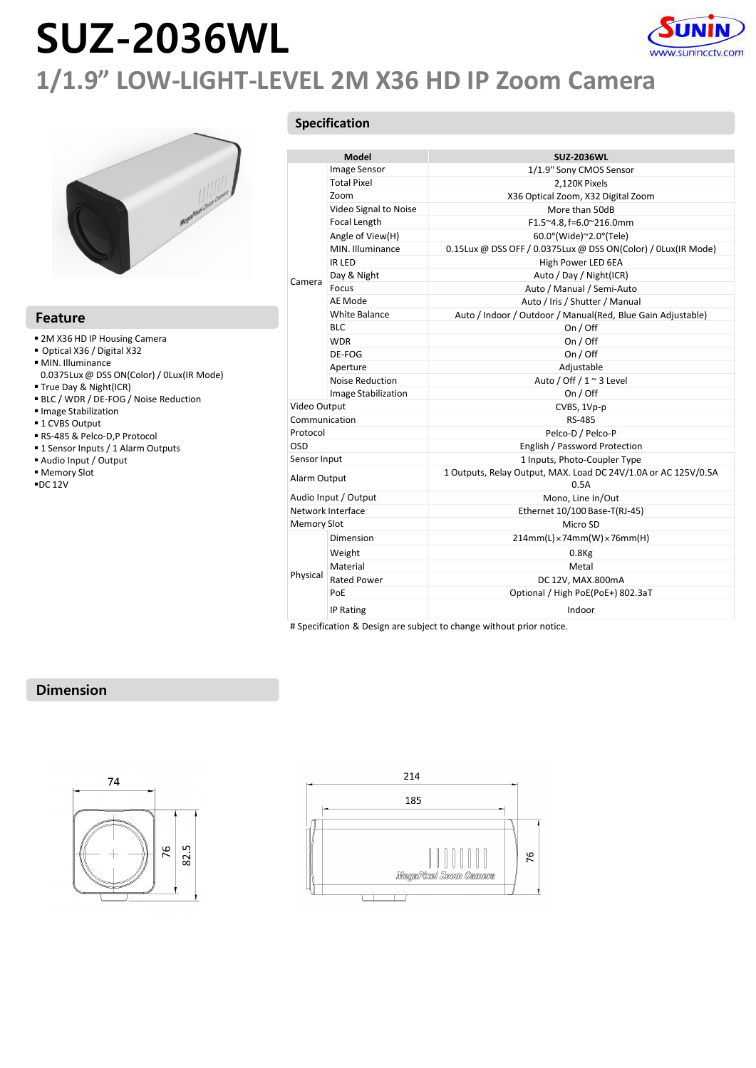# SUZ-2036WL

## 1/1.9" LOW-LIGHT-LEVEL 2M X36 HD IP Zoom Camera

## Feature

- 2M X36 HD IP Housing Camera
- Optical X36 / Digital X32
- MIN. Illuminance
  0.0375Lux @ DSS ON(Color) / 0Lux(IR Mode)
- True Day & Night(ICR)
- BLC / WDR / DE-FOG / Noise Reduction
- Image Stabilization
- 1 CVBS Output
- RS-485 & Pelco-D,P Protocol
- 1 Sensor Inputs / 1 Alarm Outputs
- Audio Input / Output
- Memory Slot
- DC 12V

## Specification

| Model | | SUZ-2036WL |
|---|---|---|
| Camera | Image Sensor | 1/1.9'' Sony CMOS Sensor |
| | Total Pixel | 2,120K Pixels |
| | Zoom | X36 Optical Zoom, X32 Digital Zoom |
| | Video Signal to Noise | More than 50dB |
| | Focal Length | F1.5~4.8, f=6.0~216.0mm |
| | Angle of View(H) | 60.0°(Wide)~2.0°(Tele) |
| | MIN. Illuminance | 0.15Lux @ DSS OFF / 0.0375Lux @ DSS ON(Color) / 0Lux(IR Mode) |
| | IR LED | High Power LED 6EA |
| | Day & Night | Auto / Day / Night(ICR) |
| | Focus | Auto / Manual / Semi-Auto |
| | AE Mode | Auto / Iris / Shutter / Manual |
| | White Balance | Auto / Indoor / Outdoor / Manual(Red, Blue Gain Adjustable) |
| | BLC | On / Off |
| | WDR | On / Off |
| | DE-FOG | On / Off |
| | Aperture | Adjustable |
| | Noise Reduction | Auto / Off / 1 ~ 3 Level |
| | Image Stabilization | On / Off |
| Video Output | | CVBS, 1Vp-p |
| Communication | | RS-485 |
| Protocol | | Pelco-D / Pelco-P |
| OSD | | English / Password Protection |
| Sensor Input | | 1 Inputs, Photo-Coupler Type |
| Alarm Output | | 1 Outputs, Relay Output, MAX. Load DC 24V/1.0A or AC 125V/0.5A |
| Audio Input / Output | | Mono, Line In/Out |
| Network Interface | | Ethernet 10/100 Base-T(RJ-45) |
| Memory Slot | | Micro SD |
| Physical | Dimension | 214mm(L)×74mm(W)×76mm(H) |
| | Weight | 0.8Kg |
| | Material | Metal |
| | Rated Power | DC 12V, MAX.800mA |
| | PoE | Optional / High PoE(PoE+) 802.3aT |
| | IP Rating | Indoor |

# Specification & Design are subject to change without prior notice.

## Dimension

74
76
82.5
214
185
76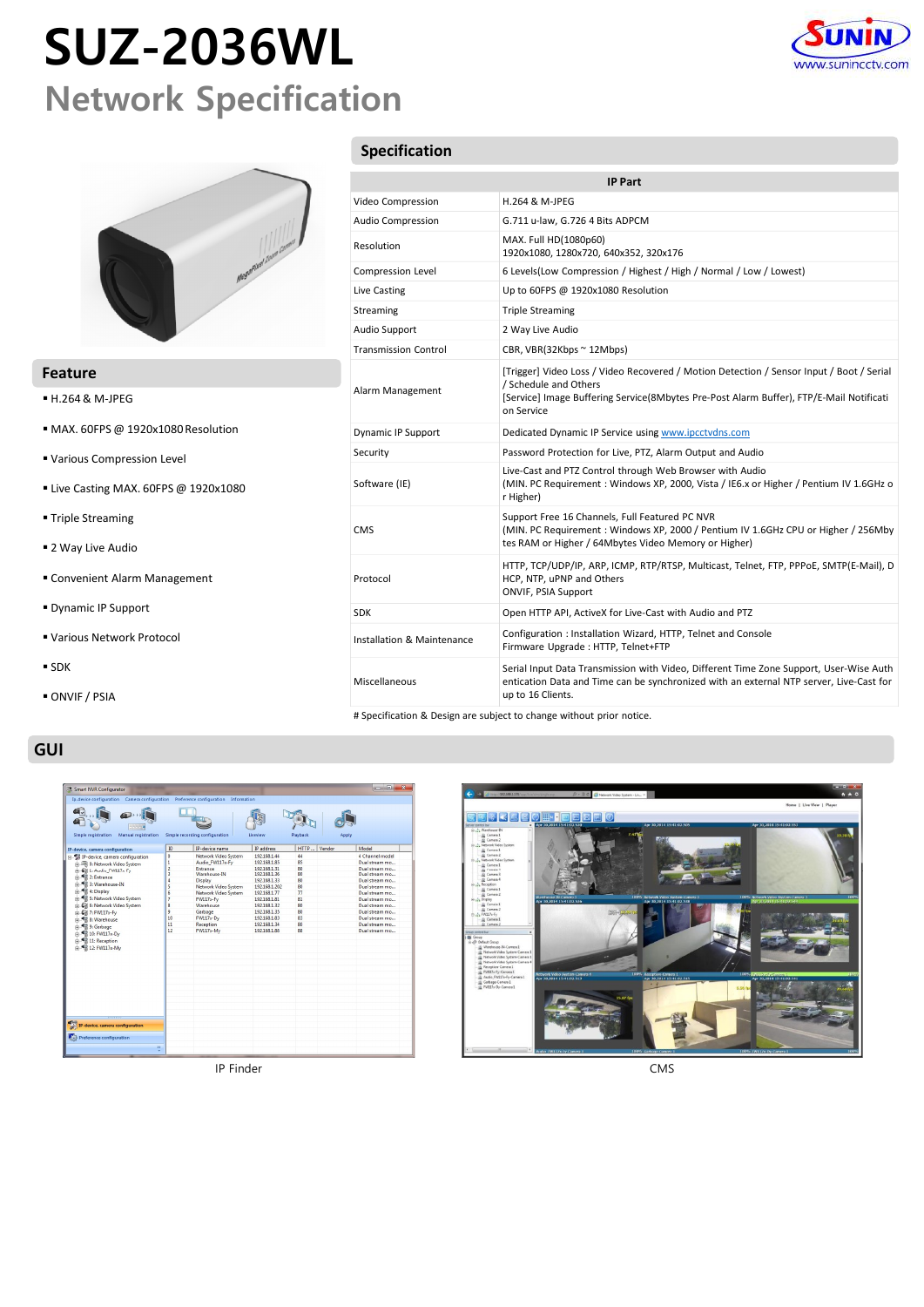# SUZ-2036WL

## Network Specification

## Feature

- H.264 & M-JPEG
- MAX. 60FPS @ 1920x1080 Resolution
- Various Compression Level
- Live Casting MAX. 60FPS @ 1920x1080
- Triple Streaming
- 2 Way Live Audio
- Convenient Alarm Management
- Dynamic IP Support
- Various Network Protocol
- SDK
- ONVIF / PSIA

## Specification

| IP Part | |
|---|---|
| Video Compression | H.264 & M-JPEG |
| Audio Compression | G.711 u-law, G.726 4 Bits ADPCM |
| Resolution | MAX. Full HD(1080p60)<br>1920x1080, 1280x720, 640x352, 320x176 |
| Compression Level | 6 Levels(Low Compression / Highest / High / Normal / Low / Lowest) |
| Live Casting | Up to 60FPS @ 1920x1080 Resolution |
| Streaming | Triple Streaming |
| Audio Support | 2 Way Live Audio |
| Transmission Control | CBR, VBR(32Kbps ~ 12Mbps) |
| Alarm Management | [Trigger] Video Loss / Video Recovered / Motion Detection / Sensor Input / Boot / Serial / Schedule and Others<br>[Service] Image Buffering Service(8Mbytes Pre-Post Alarm Buffer), FTP/E-Mail Notification Service |
| Dynamic IP Support | Dedicated Dynamic IP Service using www.ipcctvdns.com |
| Security | Password Protection for Live, PTZ, Alarm Output and Audio |
| Software (IE) | Live-Cast and PTZ Control through Web Browser with Audio<br>(MIN. PC Requirement : Windows XP, 2000, Vista / IE6.x or Higher / Pentium IV 1.6GHz or Higher) |
| CMS | Support Free 16 Channels, Full Featured PC NVR<br>(MIN. PC Requirement : Windows XP, 2000 / Pentium IV 1.6GHz CPU or Higher / 256Mbytes RAM or Higher / 64Mbytes Video Memory or Higher) |
| Protocol | HTTP, TCP/UDP/IP, ARP, ICMP, RTP/RTSP, Multicast, Telnet, FTP, PPPoE, SMTP(E-Mail), DHCP, NTP, uPNP and Others<br>ONVIF, PSIA Support |
| SDK | Open HTTP API, ActiveX for Live-Cast with Audio and PTZ |
| Installation & Maintenance | Configuration : Installation Wizard, HTTP, Telnet and Console<br>Firmware Upgrade : HTTP, Telnet+FTP |
| Miscellaneous | Serial Input Data Transmission with Video, Different Time Zone Support, User-Wise Authentication Data and Time can be synchronized with an external NTP server, Live-Cast for up to 16 Clients. |

# Specification & Design are subject to change without prior notice.

## GUI

IP Finder

CMS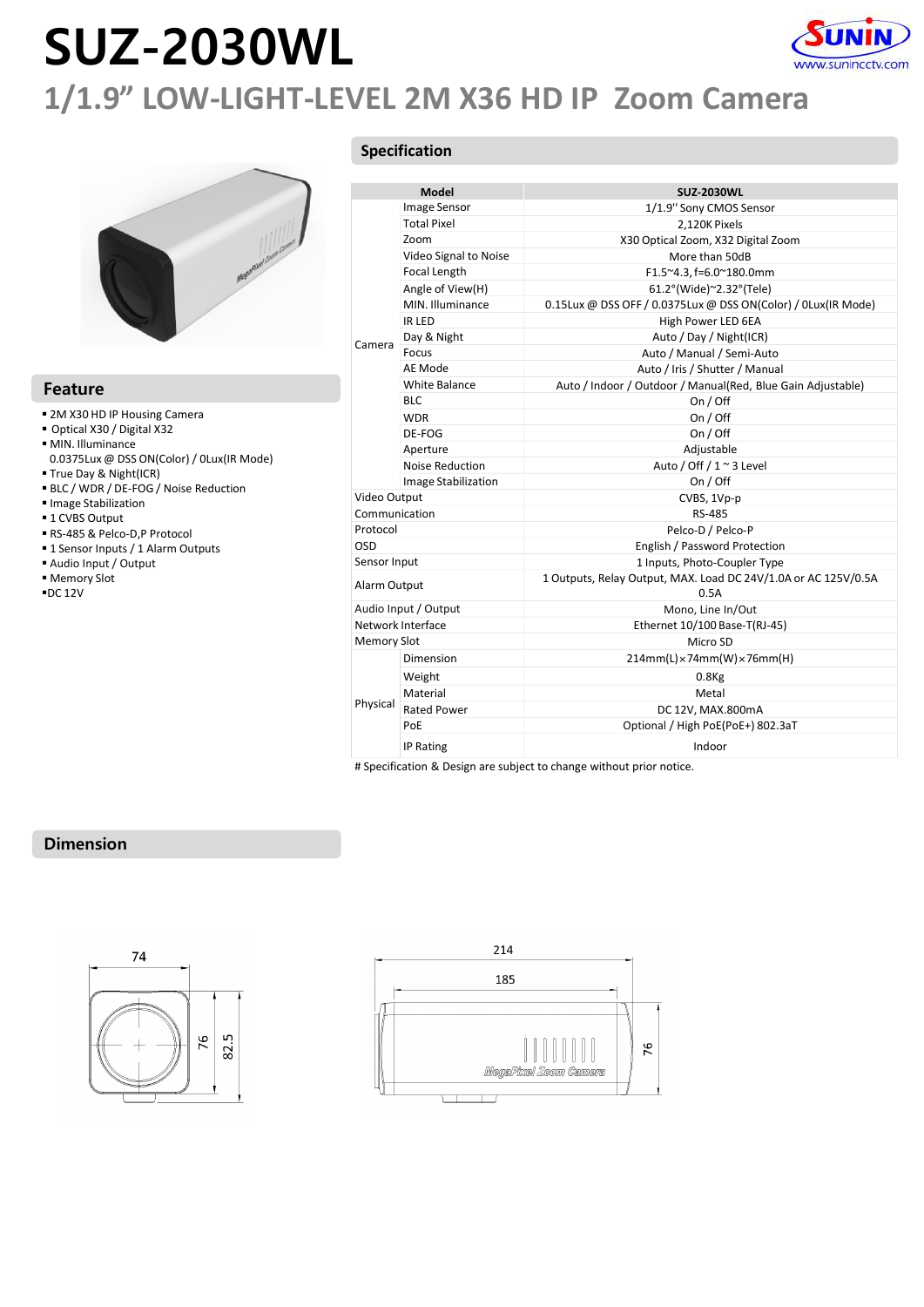# SUZ-2030WL

## 1/1.9" LOW-LIGHT-LEVEL 2M X36 HD IP Zoom Camera

## Feature

- 2M X30 HD IP Housing Camera
- Optical X30 / Digital X32
- MIN. Illuminance
  0.0375Lux @ DSS ON(Color) / 0Lux(IR Mode)
- True Day & Night(ICR)
- BLC / WDR / DE-FOG / Noise Reduction
- Image Stabilization
- 1 CVBS Output
- RS-485 & Pelco-D,P Protocol
- 1 Sensor Inputs / 1 Alarm Outputs
- Audio Input / Output
- Memory Slot
- DC 12V

## Specification

| Model | | SUZ-2030WL |
|---|---|---|
| Camera | Image Sensor | 1/1.9'' Sony CMOS Sensor |
| | Total Pixel | 2,120K Pixels |
| | Zoom | X30 Optical Zoom, X32 Digital Zoom |
| | Video Signal to Noise | More than 50dB |
| | Focal Length | F1.5~4.3, f=6.0~180.0mm |
| | Angle of View(H) | 61.2°(Wide)~2.32°(Tele) |
| | MIN. Illuminance | 0.15Lux @ DSS OFF / 0.0375Lux @ DSS ON(Color) / 0Lux(IR Mode) |
| | IR LED | High Power LED 6EA |
| | Day & Night | Auto / Day / Night(ICR) |
| | Focus | Auto / Manual / Semi-Auto |
| | AE Mode | Auto / Iris / Shutter / Manual |
| | White Balance | Auto / Indoor / Outdoor / Manual(Red, Blue Gain Adjustable) |
| | BLC | On / Off |
| | WDR | On / Off |
| | DE-FOG | On / Off |
| | Aperture | Adjustable |
| | Noise Reduction | Auto / Off / 1 ~ 3 Level |
| | Image Stabilization | On / Off |
| Video Output | | CVBS, 1Vp-p |
| Communication | | RS-485 |
| Protocol | | Pelco-D / Pelco-P |
| OSD | | English / Password Protection |
| Sensor Input | | 1 Inputs, Photo-Coupler Type |
| Alarm Output | | 1 Outputs, Relay Output, MAX. Load DC 24V/1.0A or AC 125V/0.5A |
| Audio Input / Output | | Mono, Line In/Out |
| Network Interface | | Ethernet 10/100 Base-T(RJ-45) |
| Memory Slot | | Micro SD |
| Physical | Dimension | 214mm(L)×74mm(W)×76mm(H) |
| | Weight | 0.8Kg |
| | Material | Metal |
| | Rated Power | DC 12V, MAX.800mA |
| | PoE | Optional / High PoE(PoE+) 802.3aT |
| | IP Rating | Indoor |

# Specification & Design are subject to change without prior notice.

## Dimension

74 / 76 / 82.5

214 / 185 / 76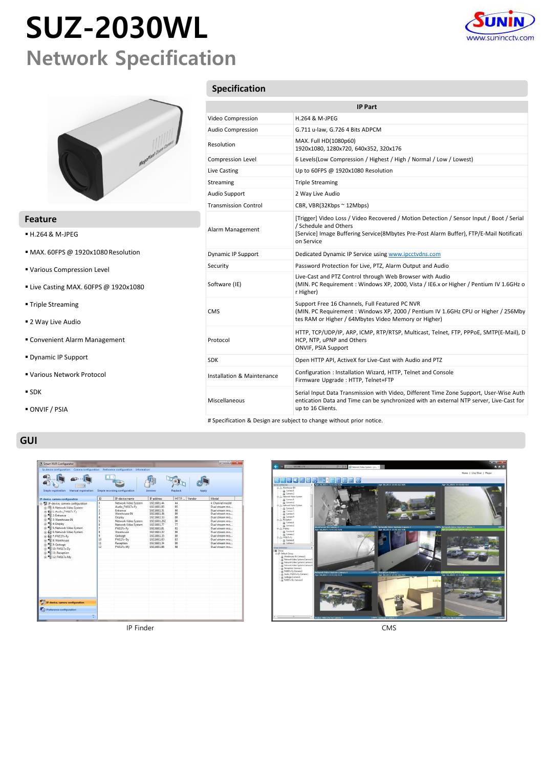# SUZ-2030WL

## Network Specification

SUNIN www.sunincctv.com

## Feature

- H.264 & M-JPEG
- MAX. 60FPS @ 1920x1080 Resolution
- Various Compression Level
- Live Casting MAX. 60FPS @ 1920x1080
- Triple Streaming
- 2 Way Live Audio
- Convenient Alarm Management
- Dynamic IP Support
- Various Network Protocol
- SDK
- ONVIF / PSIA

## Specification

| IP Part | |
|---|---|
| Video Compression | H.264 & M-JPEG |
| Audio Compression | G.711 u-law, G.726 4 Bits ADPCM |
| Resolution | MAX. Full HD(1080p60)<br>1920x1080, 1280x720, 640x352, 320x176 |
| Compression Level | 6 Levels(Low Compression / Highest / High / Normal / Low / Lowest) |
| Live Casting | Up to 60FPS @ 1920x1080 Resolution |
| Streaming | Triple Streaming |
| Audio Support | 2 Way Live Audio |
| Transmission Control | CBR, VBR(32Kbps ~ 12Mbps) |
| Alarm Management | [Trigger] Video Loss / Video Recovered / Motion Detection / Sensor Input / Boot / Serial / Schedule and Others<br>[Service] Image Buffering Service(8Mbytes Pre-Post Alarm Buffer), FTP/E-Mail Notification Service |
| Dynamic IP Support | Dedicated Dynamic IP Service using www.ipcctvdns.com |
| Security | Password Protection for Live, PTZ, Alarm Output and Audio |
| Software (IE) | Live-Cast and PTZ Control through Web Browser with Audio<br>(MIN. PC Requirement : Windows XP, 2000, Vista / IE6.x or Higher / Pentium IV 1.6GHz or Higher) |
| CMS | Support Free 16 Channels, Full Featured PC NVR<br>(MIN. PC Requirement : Windows XP, 2000 / Pentium IV 1.6GHz CPU or Higher / 256Mbytes RAM or Higher / 64Mbytes Video Memory or Higher) |
| Protocol | HTTP, TCP/UDP/IP, ARP, ICMP, RTP/RTSP, Multicast, Telnet, FTP, PPPoE, SMTP(E-Mail), DHCP, NTP, uPNP and Others<br>ONVIF, PSIA Support |
| SDK | Open HTTP API, ActiveX for Live-Cast with Audio and PTZ |
| Installation & Maintenance | Configuration : Installation Wizard, HTTP, Telnet and Console<br>Firmware Upgrade : HTTP, Telnet+FTP |
| Miscellaneous | Serial Input Data Transmission with Video, Different Time Zone Support, User-Wise Authentication Data and Time can be synchronized with an external NTP server, Live-Cast for up to 16 Clients. |

# Specification & Design are subject to change without prior notice.

## GUI

IP Finder

CMS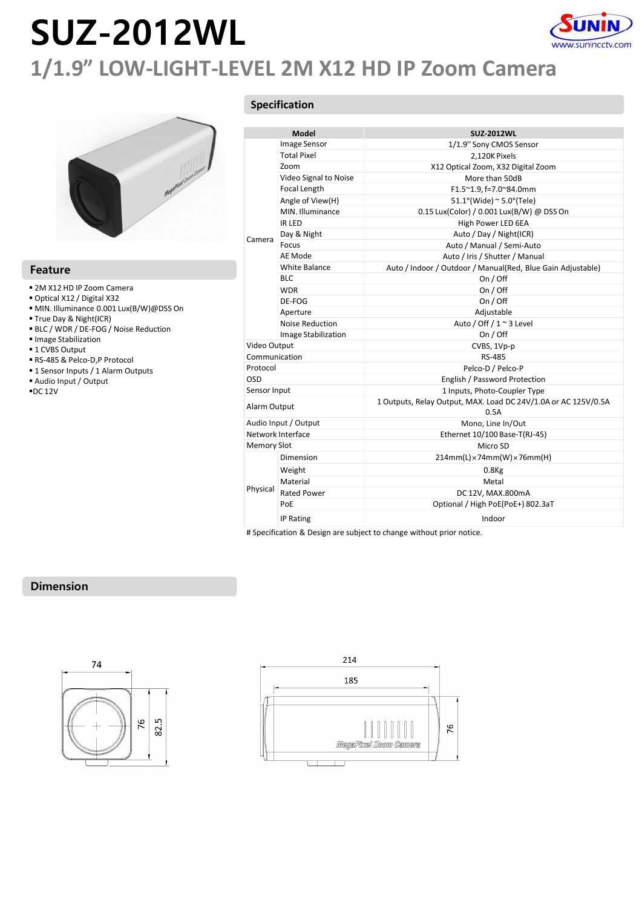# SUZ-2012WL

## 1/1.9" LOW-LIGHT-LEVEL 2M X12 HD IP Zoom Camera

## Feature

- 2M X12 HD IP Zoom Camera
- Optical X12 / Digital X32
- MIN. Illuminance 0.001 Lux(B/W)@DSS On
- True Day & Night(ICR)
- BLC / WDR / DE-FOG / Noise Reduction
- Image Stabilization
- 1 CVBS Output
- RS-485 & Pelco-D,P Protocol
- 1 Sensor Inputs / 1 Alarm Outputs
- Audio Input / Output
- DC 12V

## Specification

| Model | | SUZ-2012WL |
|---|---|---|
| Camera | Image Sensor | 1/1.9'' Sony CMOS Sensor |
| | Total Pixel | 2,120K Pixels |
| | Zoom | X12 Optical Zoom, X32 Digital Zoom |
| | Video Signal to Noise | More than 50dB |
| | Focal Length | F1.5~1.9, f=7.0~84.0mm |
| | Angle of View(H) | 51.1°(Wide) ~ 5.0°(Tele) |
| | MIN. Illuminance | 0.15 Lux(Color) / 0.001 Lux(B/W) @ DSS On |
| | IR LED | High Power LED 6EA |
| | Day & Night | Auto / Day / Night(ICR) |
| | Focus | Auto / Manual / Semi-Auto |
| | AE Mode | Auto / Iris / Shutter / Manual |
| | White Balance | Auto / Indoor / Outdoor / Manual(Red, Blue Gain Adjustable) |
| | BLC | On / Off |
| | WDR | On / Off |
| | DE-FOG | On / Off |
| | Aperture | Adjustable |
| | Noise Reduction | Auto / Off / 1 ~ 3 Level |
| | Image Stabilization | On / Off |
| Video Output | | CVBS, 1Vp-p |
| Communication | | RS-485 |
| Protocol | | Pelco-D / Pelco-P |
| OSD | | English / Password Protection |
| Sensor Input | | 1 Inputs, Photo-Coupler Type |
| Alarm Output | | 1 Outputs, Relay Output, MAX. Load DC 24V/1.0A or AC 125V/0.5A 0.5A |
| Audio Input / Output | | Mono, Line In/Out |
| Network Interface | | Ethernet 10/100 Base-T(RJ-45) |
| Memory Slot | | Micro SD |
| Physical | Dimension | 214mm(L)×74mm(W)×76mm(H) |
| | Weight | 0.8Kg |
| | Material | Metal |
| | Rated Power | DC 12V, MAX.800mA |
| | PoE | Optional / High PoE(PoE+) 802.3aT |
| | IP Rating | Indoor |

# Specification & Design are subject to change without prior notice.

## Dimension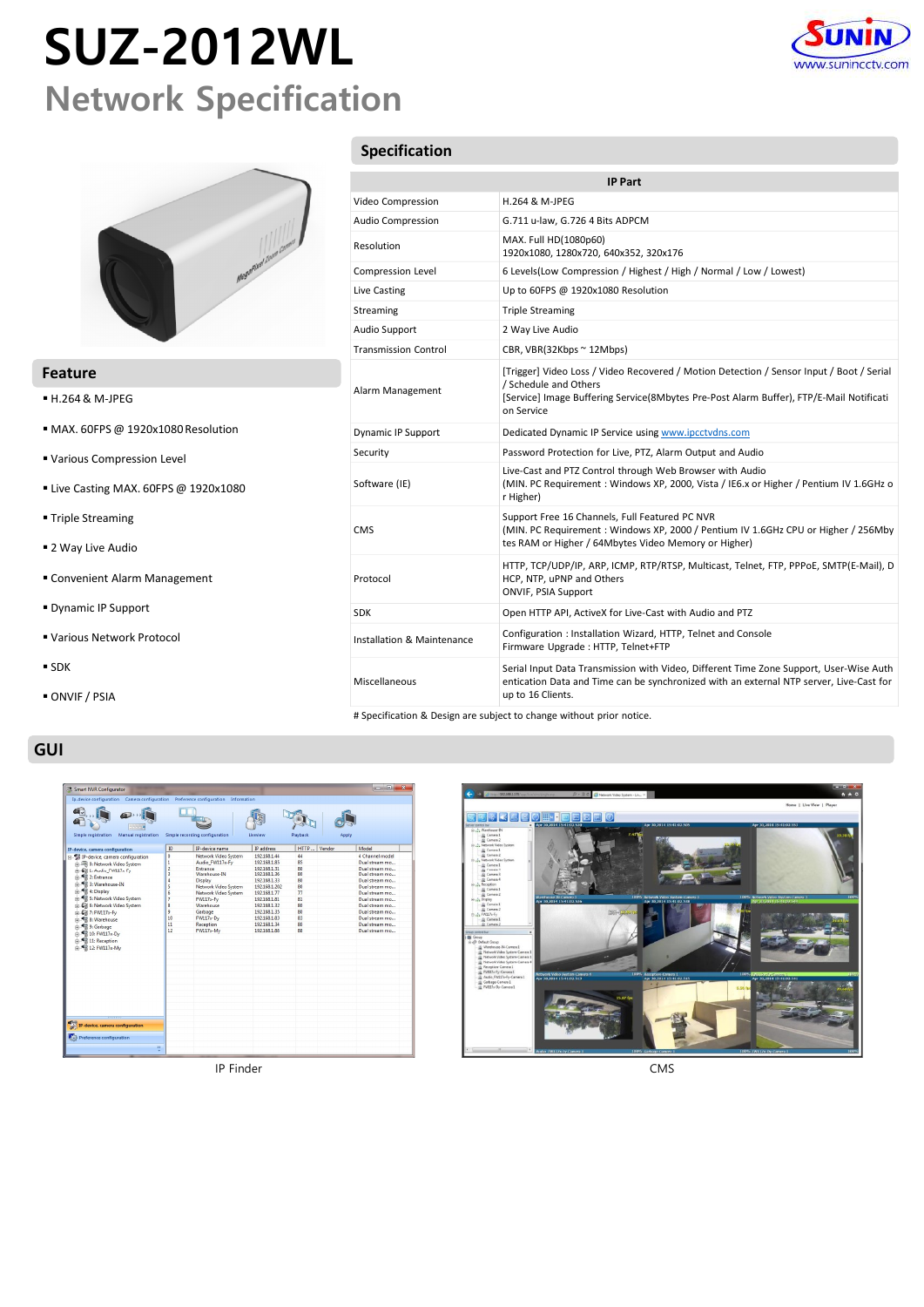# SUZ-2012WL

## Network Specification

## Feature

- H.264 & M-JPEG
- MAX. 60FPS @ 1920x1080 Resolution
- Various Compression Level
- Live Casting MAX. 60FPS @ 1920x1080
- Triple Streaming
- 2 Way Live Audio
- Convenient Alarm Management
- Dynamic IP Support
- Various Network Protocol
- SDK
- ONVIF / PSIA

## Specification

| IP Part | |
|---|---|
| Video Compression | H.264 & M-JPEG |
| Audio Compression | G.711 u-law, G.726 4 Bits ADPCM |
| Resolution | MAX. Full HD(1080p60)<br>1920x1080, 1280x720, 640x352, 320x176 |
| Compression Level | 6 Levels(Low Compression / Highest / High / Normal / Low / Lowest) |
| Live Casting | Up to 60FPS @ 1920x1080 Resolution |
| Streaming | Triple Streaming |
| Audio Support | 2 Way Live Audio |
| Transmission Control | CBR, VBR(32Kbps ~ 12Mbps) |
| Alarm Management | [Trigger] Video Loss / Video Recovered / Motion Detection / Sensor Input / Boot / Serial / Schedule and Others<br>[Service] Image Buffering Service(8Mbytes Pre-Post Alarm Buffer), FTP/E-Mail Notification Service |
| Dynamic IP Support | Dedicated Dynamic IP Service using www.ipcctvdns.com |
| Security | Password Protection for Live, PTZ, Alarm Output and Audio |
| Software (IE) | Live-Cast and PTZ Control through Web Browser with Audio<br>(MIN. PC Requirement : Windows XP, 2000, Vista / IE6.x or Higher / Pentium IV 1.6GHz or Higher) |
| CMS | Support Free 16 Channels, Full Featured PC NVR<br>(MIN. PC Requirement : Windows XP, 2000 / Pentium IV 1.6GHz CPU or Higher / 256Mbytes RAM or Higher / 64Mbytes Video Memory or Higher) |
| Protocol | HTTP, TCP/UDP/IP, ARP, ICMP, RTP/RTSP, Multicast, Telnet, FTP, PPPoE, SMTP(E-Mail), DHCP, NTP, uPNP and Others<br>ONVIF, PSIA Support |
| SDK | Open HTTP API, ActiveX for Live-Cast with Audio and PTZ |
| Installation & Maintenance | Configuration : Installation Wizard, HTTP, Telnet and Console<br>Firmware Upgrade : HTTP, Telnet+FTP |
| Miscellaneous | Serial Input Data Transmission with Video, Different Time Zone Support, User-Wise Authentication Data and Time can be synchronized with an external NTP server, Live-Cast for up to 16 Clients. |

# Specification & Design are subject to change without prior notice.

## GUI

IP Finder

CMS